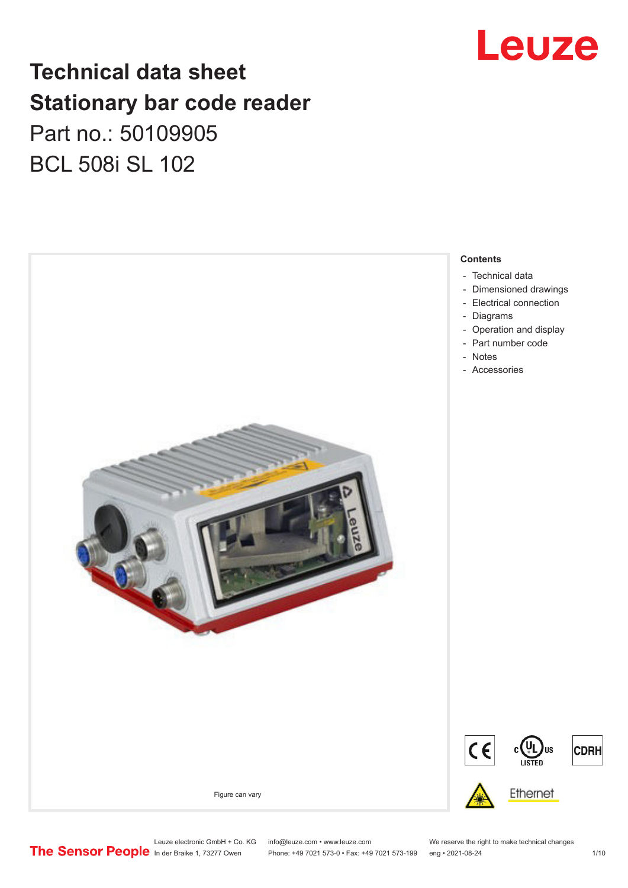# Technical data sheet
# Stationary bar code reader

Part no.: 50109905

BCL 508i SL 102

Figure can vary

**Contents**

- Technical data
- Dimensioned drawings
- Electrical connection
- Diagrams
- Operation and display
- Part number code
- Notes
- Accessories

Leuze electronic GmbH + Co. KG
In der Braike 1, 73277 Owen

info@leuze.com • www.leuze.com
Phone: +49 7021 573-0 • Fax: +49 7021 573-199

We reserve the right to make technical changes
eng • 2021-08-24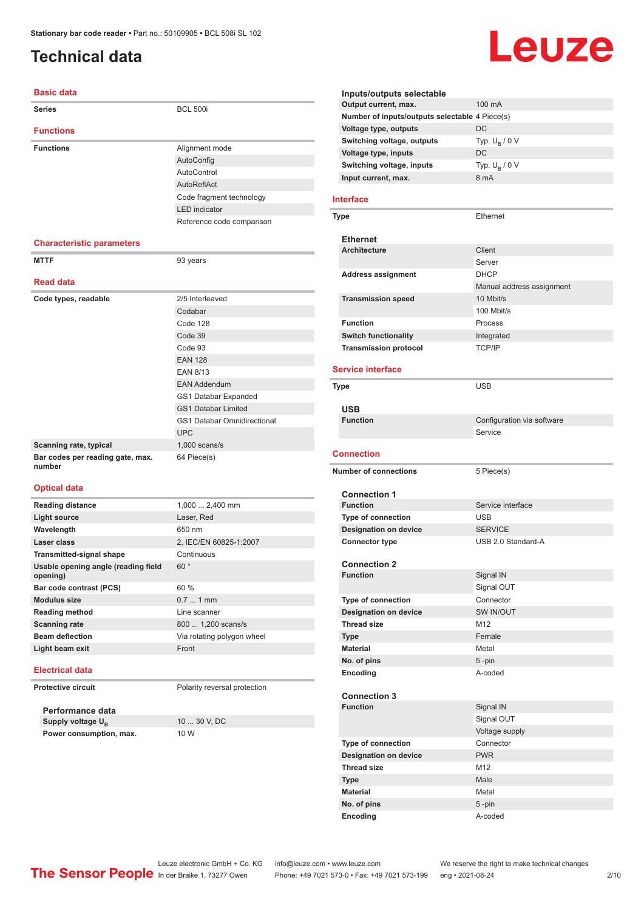# Technical data

## Basic data

| | |
|---|---|
| **Series** | BCL 500i |

## Functions

| | |
|---|---|
| **Functions** | Alignment mode |
| | AutoConfig |
| | AutoControl |
| | AutoReflAct |
| | Code fragment technology |
| | LED indicator |
| | Reference code comparison |

## Characteristic parameters

| | |
|---|---|
| **MTTF** | 93 years |

## Read data

| | |
|---|---|
| **Code types, readable** | 2/5 Interleaved |
| | Codabar |
| | Code 128 |
| | Code 39 |
| | Code 93 |
| | EAN 128 |
| | EAN 8/13 |
| | EAN Addendum |
| | GS1 Databar Expanded |
| | GS1 Databar Limited |
| | GS1 Databar Omnidirectional |
| | UPC |
| **Scanning rate, typical** | 1,000 scans/s |
| **Bar codes per reading gate, max. number** | 64 Piece(s) |

## Optical data

| | |
|---|---|
| **Reading distance** | 1,000 ... 2,400 mm |
| **Light source** | Laser, Red |
| **Wavelength** | 650 nm |
| **Laser class** | 2, IEC/EN 60825-1:2007 |
| **Transmitted-signal shape** | Continuous |
| **Usable opening angle (reading field opening)** | 60 ° |
| **Bar code contrast (PCS)** | 60 % |
| **Modulus size** | 0.7 ... 1 mm |
| **Reading method** | Line scanner |
| **Scanning rate** | 800 ... 1,200 scans/s |
| **Beam deflection** | Via rotating polygon wheel |
| **Light beam exit** | Front |

## Electrical data

| | |
|---|---|
| **Protective circuit** | Polarity reversal protection |

### Performance data

| | |
|---|---|
| **Supply voltage $U_B$** | 10 ... 30 V, DC |
| **Power consumption, max.** | 10 W |

### Inputs/outputs selectable

| | |
|---|---|
| **Output current, max.** | 100 mA |
| **Number of inputs/outputs selectable** | 4 Piece(s) |
| **Voltage type, outputs** | DC |
| **Switching voltage, outputs** | Typ. $U_B$ / 0 V |
| **Voltage type, inputs** | DC |
| **Switching voltage, inputs** | Typ. $U_B$ / 0 V |
| **Input current, max.** | 8 mA |

## Interface

| | |
|---|---|
| **Type** | Ethernet |

### Ethernet

| | |
|---|---|
| **Architecture** | Client |
| | Server |
| **Address assignment** | DHCP |
| | Manual address assignment |
| **Transmission speed** | 10 Mbit/s |
| | 100 Mbit/s |
| **Function** | Process |
| **Switch functionality** | Integrated |
| **Transmission protocol** | TCP/IP |

## Service interface

| | |
|---|---|
| **Type** | USB |

### USB

| | |
|---|---|
| **Function** | Configuration via software |
| | Service |

## Connection

| | |
|---|---|
| **Number of connections** | 5 Piece(s) |

### Connection 1

| | |
|---|---|
| **Function** | Service interface |
| **Type of connection** | USB |
| **Designation on device** | SERVICE |
| **Connector type** | USB 2.0 Standard-A |

### Connection 2

| | |
|---|---|
| **Function** | Signal IN |
| | Signal OUT |
| **Type of connection** | Connector |
| **Designation on device** | SW IN/OUT |
| **Thread size** | M12 |
| **Type** | Female |
| **Material** | Metal |
| **No. of pins** | 5 -pin |
| **Encoding** | A-coded |

### Connection 3

| | |
|---|---|
| **Function** | Signal IN |
| | Signal OUT |
| | Voltage supply |
| **Type of connection** | Connector |
| **Designation on device** | PWR |
| **Thread size** | M12 |
| **Type** | Male |
| **Material** | Metal |
| **No. of pins** | 5 -pin |
| **Encoding** | A-coded |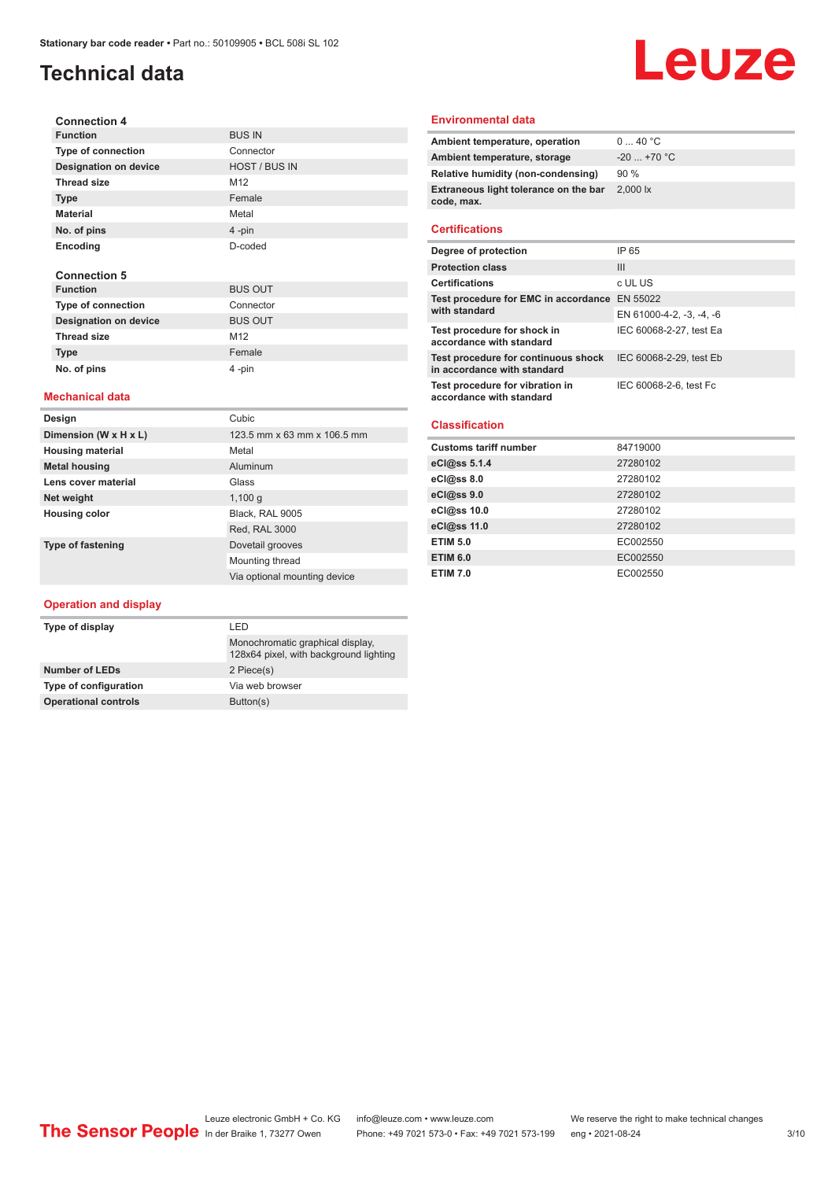# Technical data

### Connection 4

| | |
|---|---|
| **Function** | BUS IN |
| **Type of connection** | Connector |
| **Designation on device** | HOST / BUS IN |
| **Thread size** | M12 |
| **Type** | Female |
| **Material** | Metal |
| **No. of pins** | 4 -pin |
| **Encoding** | D-coded |

### Connection 5

| | |
|---|---|
| **Function** | BUS OUT |
| **Type of connection** | Connector |
| **Designation on device** | BUS OUT |
| **Thread size** | M12 |
| **Type** | Female |
| **No. of pins** | 4 -pin |

## Mechanical data

| | |
|---|---|
| **Design** | Cubic |
| **Dimension (W x H x L)** | 123.5 mm x 63 mm x 106.5 mm |
| **Housing material** | Metal |
| **Metal housing** | Aluminum |
| **Lens cover material** | Glass |
| **Net weight** | 1,100 g |
| **Housing color** | Black, RAL 9005 |
| | Red, RAL 3000 |
| **Type of fastening** | Dovetail grooves |
| | Mounting thread |
| | Via optional mounting device |

## Operation and display

| | |
|---|---|
| **Type of display** | LED |
| | Monochromatic graphical display, 128x64 pixel, with background lighting |
| **Number of LEDs** | 2 Piece(s) |
| **Type of configuration** | Via web browser |
| **Operational controls** | Button(s) |

## Environmental data

| | |
|---|---|
| **Ambient temperature, operation** | 0 ... 40 °C |
| **Ambient temperature, storage** | -20 ... +70 °C |
| **Relative humidity (non-condensing)** | 90 % |
| **Extraneous light tolerance on the bar code, max.** | 2,000 lx |

## Certifications

| | |
|---|---|
| **Degree of protection** | IP 65 |
| **Protection class** | III |
| **Certifications** | c UL US |
| **Test procedure for EMC in accordance with standard** | EN 55022 |
| | EN 61000-4-2, -3, -4, -6 |
| **Test procedure for shock in accordance with standard** | IEC 60068-2-27, test Ea |
| **Test procedure for continuous shock in accordance with standard** | IEC 60068-2-29, test Eb |
| **Test procedure for vibration in accordance with standard** | IEC 60068-2-6, test Fc |

## Classification

| | |
|---|---|
| **Customs tariff number** | 84719000 |
| **eCl@ss 5.1.4** | 27280102 |
| **eCl@ss 8.0** | 27280102 |
| **eCl@ss 9.0** | 27280102 |
| **eCl@ss 10.0** | 27280102 |
| **eCl@ss 11.0** | 27280102 |
| **ETIM 5.0** | EC002550 |
| **ETIM 6.0** | EC002550 |
| **ETIM 7.0** | EC002550 |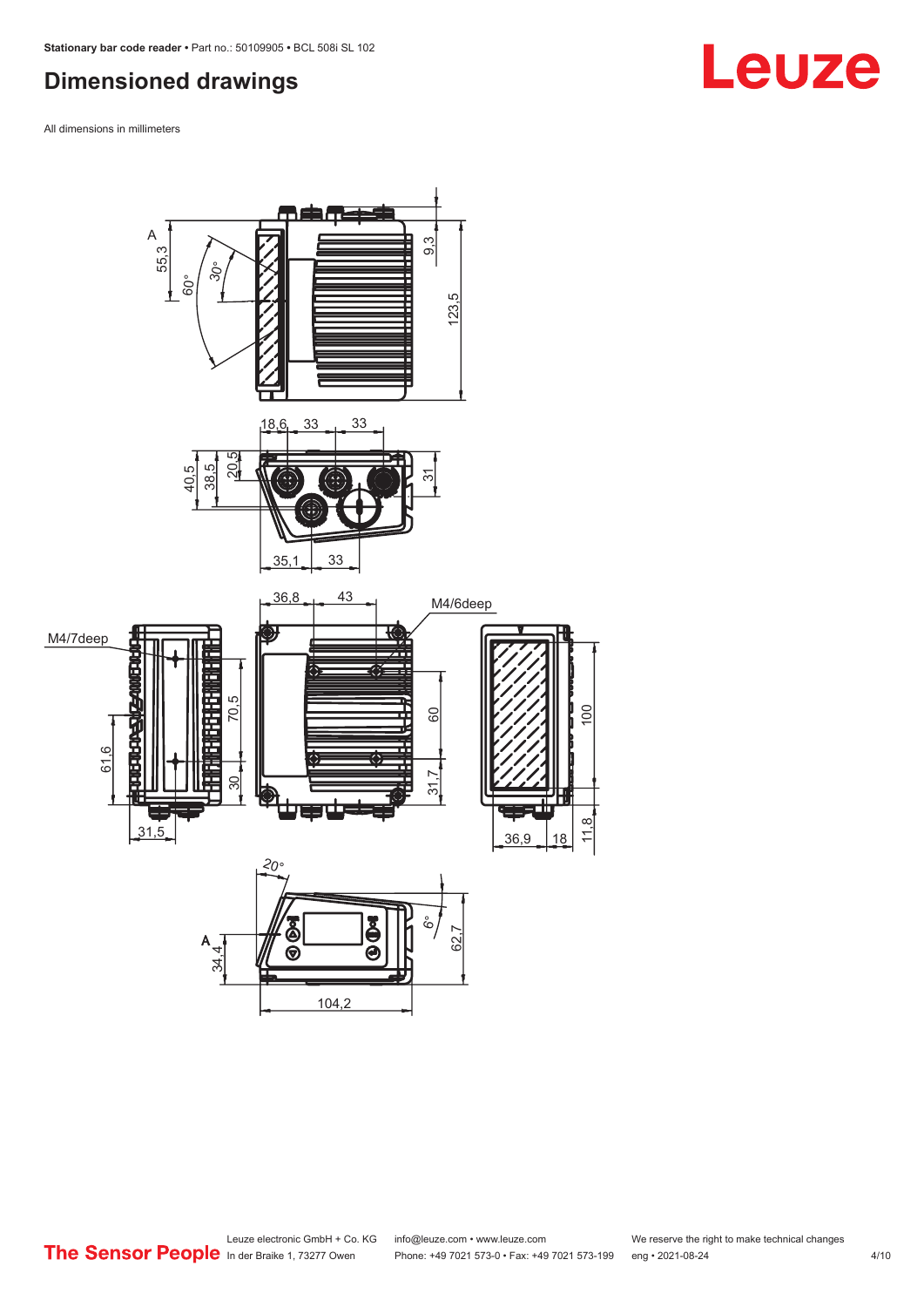## Dimensioned drawings

All dimensions in millimeters

A
55,3
60°
30°
9,3
123,5
18,6
33
33
40,5
38,5
20,5
31
35,1
33
36,8
43
M4/6deep
M4/7deep
70,5
61,6
30
31,5
60
31,7
100
36,9
18
11,8
20°
6°
A
34,4
62,7
104,2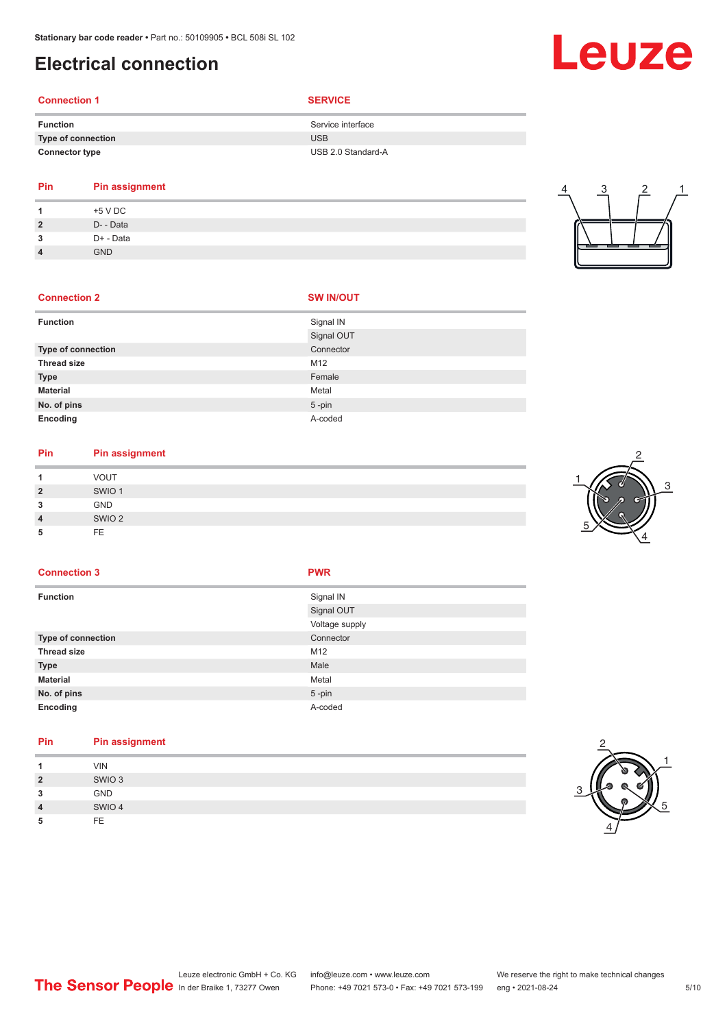# Electrical connection

| Connection 1 | SERVICE |
| --- | --- |
| Function | Service interface |
| Type of connection | USB |
| Connector type | USB 2.0 Standard-A |

| Pin | Pin assignment |
| --- | --- |
| 1 | +5 V DC |
| 2 | D- - Data |
| 3 | D+ - Data |
| 4 | GND |

| Connection 2 | SW IN/OUT |
| --- | --- |
| Function | Signal IN<br>Signal OUT |
| Type of connection | Connector |
| Thread size | M12 |
| Type | Female |
| Material | Metal |
| No. of pins | 5 -pin |
| Encoding | A-coded |

| Pin | Pin assignment |
| --- | --- |
| 1 | VOUT |
| 2 | SWIO 1 |
| 3 | GND |
| 4 | SWIO 2 |
| 5 | FE |

| Connection 3 | PWR |
| --- | --- |
| Function | Signal IN<br>Signal OUT<br>Voltage supply |
| Type of connection | Connector |
| Thread size | M12 |
| Type | Male |
| Material | Metal |
| No. of pins | 5 -pin |
| Encoding | A-coded |

| Pin | Pin assignment |
| --- | --- |
| 1 | VIN |
| 2 | SWIO 3 |
| 3 | GND |
| 4 | SWIO 4 |
| 5 | FE |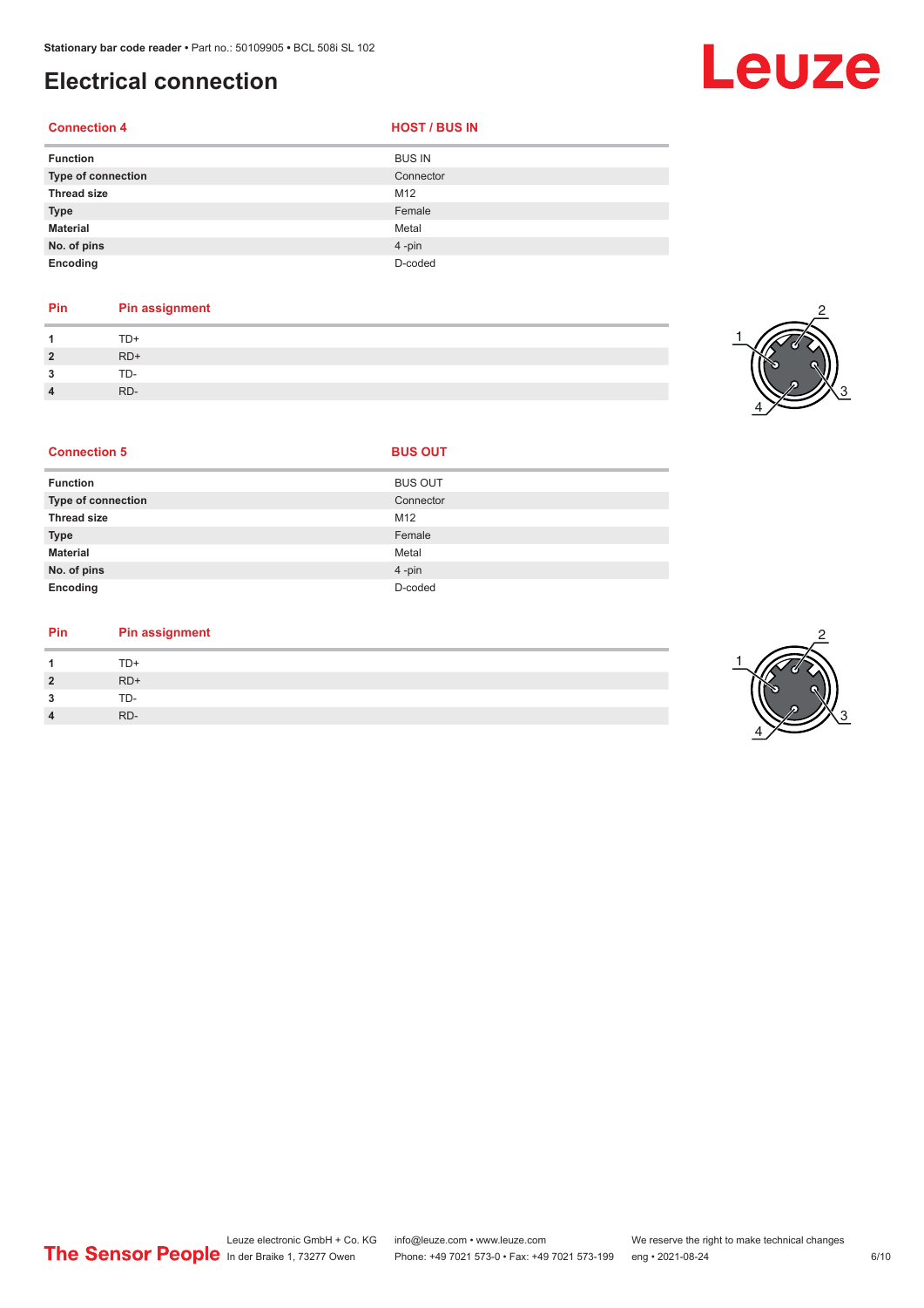# Electrical connection

| Connection 4 | HOST / BUS IN |
|---|---|
| **Function** | BUS IN |
| **Type of connection** | Connector |
| **Thread size** | M12 |
| **Type** | Female |
| **Material** | Metal |
| **No. of pins** | 4 -pin |
| **Encoding** | D-coded |

| Pin | Pin assignment |
|---|---|
| **1** | TD+ |
| **2** | RD+ |
| **3** | TD- |
| **4** | RD- |

1
2
3
4

| Connection 5 | BUS OUT |
|---|---|
| **Function** | BUS OUT |
| **Type of connection** | Connector |
| **Thread size** | M12 |
| **Type** | Female |
| **Material** | Metal |
| **No. of pins** | 4 -pin |
| **Encoding** | D-coded |

| Pin | Pin assignment |
|---|---|
| **1** | TD+ |
| **2** | RD+ |
| **3** | TD- |
| **4** | RD- |

1
2
3
4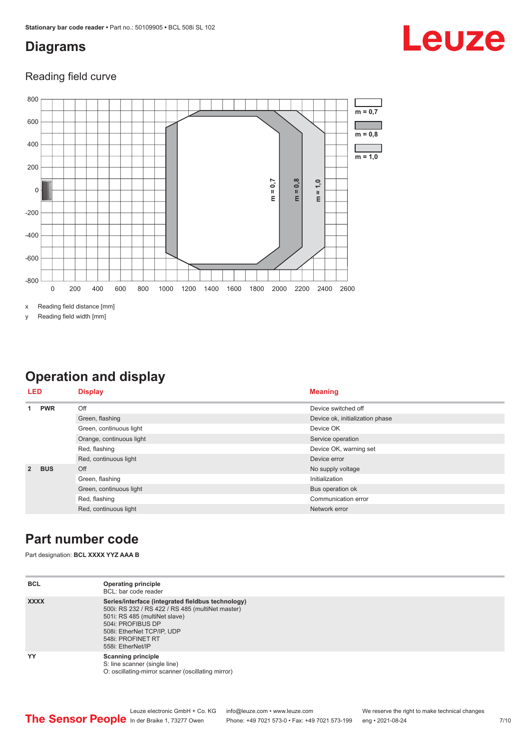# Diagrams

## Reading field curve

x Reading field distance [mm]

y Reading field width [mm]

# Operation and display

| LED | | Display | Meaning |
|---|---|---|---|
| 1 | PWR | Off | Device switched off |
| | | Green, flashing | Device ok, initialization phase |
| | | Green, continuous light | Device OK |
| | | Orange, continuous light | Service operation |
| | | Red, flashing | Device OK, warning set |
| | | Red, continuous light | Device error |
| 2 | BUS | Off | No supply voltage |
| | | Green, flashing | Initialization |
| | | Green, continuous light | Bus operation ok |
| | | Red, flashing | Communication error |
| | | Red, continuous light | Network error |

# Part number code

Part designation: **BCL XXXX YYZ AAA B**

| | |
|---|---|
| **BCL** | **Operating principle**<br>BCL: bar code reader |
| **XXXX** | **Series/interface (integrated fieldbus technology)**<br>500i: RS 232 / RS 422 / RS 485 (multiNet master)<br>501i: RS 485 (multiNet slave)<br>504i: PROFIBUS DP<br>508i: EtherNet TCP/IP, UDP<br>548i: PROFINET RT<br>558i: EtherNet/IP |
| **YY** | **Scanning principle**<br>S: line scanner (single line)<br>O: oscillating-mirror scanner (oscillating mirror) |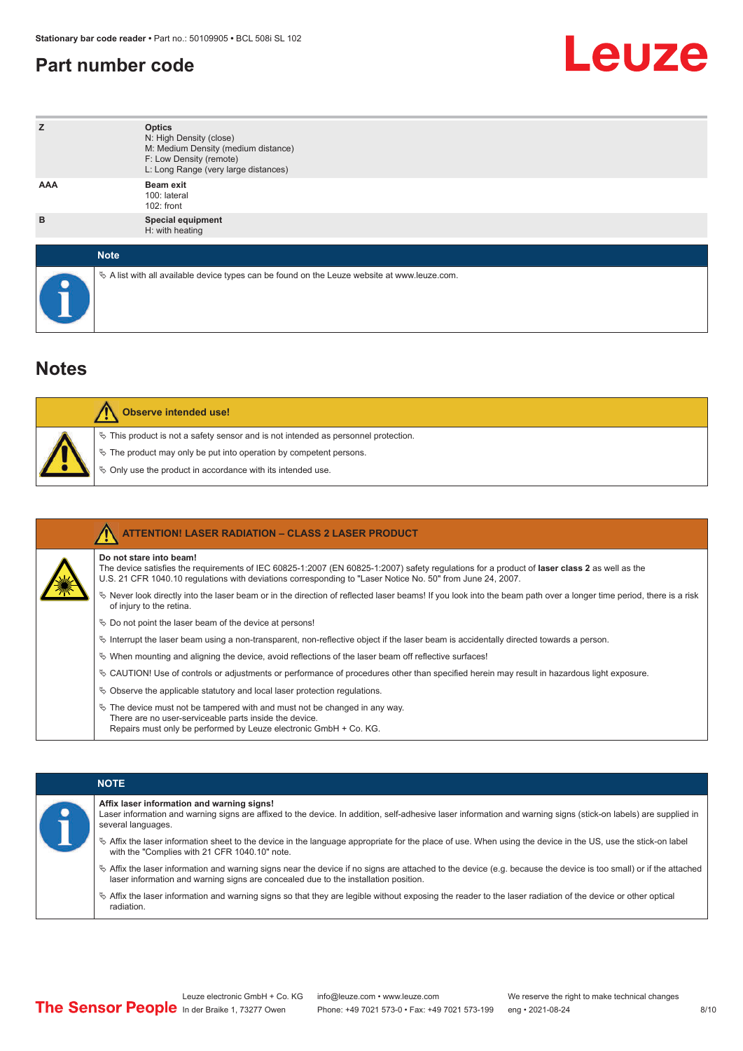## Part number code

| | |
|---|---|
| Z | **Optics**<br>N: High Density (close)<br>M: Medium Density (medium distance)<br>F: Low Density (remote)<br>L: Long Range (very large distances) |
| AAA | **Beam exit**<br>100: lateral<br>102: front |
| B | **Special equipment**<br>H: with heating |

**Note**

- A list with all available device types can be found on the Leuze website at www.leuze.com.

## Notes

**Observe intended use!**

- This product is not a safety sensor and is not intended as personnel protection.
- The product may only be put into operation by competent persons.
- Only use the product in accordance with its intended use.

**ATTENTION! LASER RADIATION – CLASS 2 LASER PRODUCT**

**Do not stare into beam!**
The device satisfies the requirements of IEC 60825-1:2007 (EN 60825-1:2007) safety regulations for a product of **laser class 2** as well as the U.S. 21 CFR 1040.10 regulations with deviations corresponding to "Laser Notice No. 50" from June 24, 2007.

- Never look directly into the laser beam or in the direction of reflected laser beams! If you look into the beam path over a longer time period, there is a risk of injury to the retina.
- Do not point the laser beam of the device at persons!
- Interrupt the laser beam using a non-transparent, non-reflective object if the laser beam is accidentally directed towards a person.
- When mounting and aligning the device, avoid reflections of the laser beam off reflective surfaces!
- CAUTION! Use of controls or adjustments or performance of procedures other than specified herein may result in hazardous light exposure.
- Observe the applicable statutory and local laser protection regulations.
- The device must not be tampered with and must not be changed in any way.
  There are no user-serviceable parts inside the device.
  Repairs must only be performed by Leuze electronic GmbH + Co. KG.

**NOTE**

**Affix laser information and warning signs!**
Laser information and warning signs are affixed to the device. In addition, self-adhesive laser information and warning signs (stick-on labels) are supplied in several languages.

- Affix the laser information sheet to the device in the language appropriate for the place of use. When using the device in the US, use the stick-on label with the "Complies with 21 CFR 1040.10" note.
- Affix the laser information and warning signs near the device if no signs are attached to the device (e.g. because the device is too small) or if the attached laser information and warning signs are concealed due to the installation position.
- Affix the laser information and warning signs so that they are legible without exposing the reader to the laser radiation of the device or other optical radiation.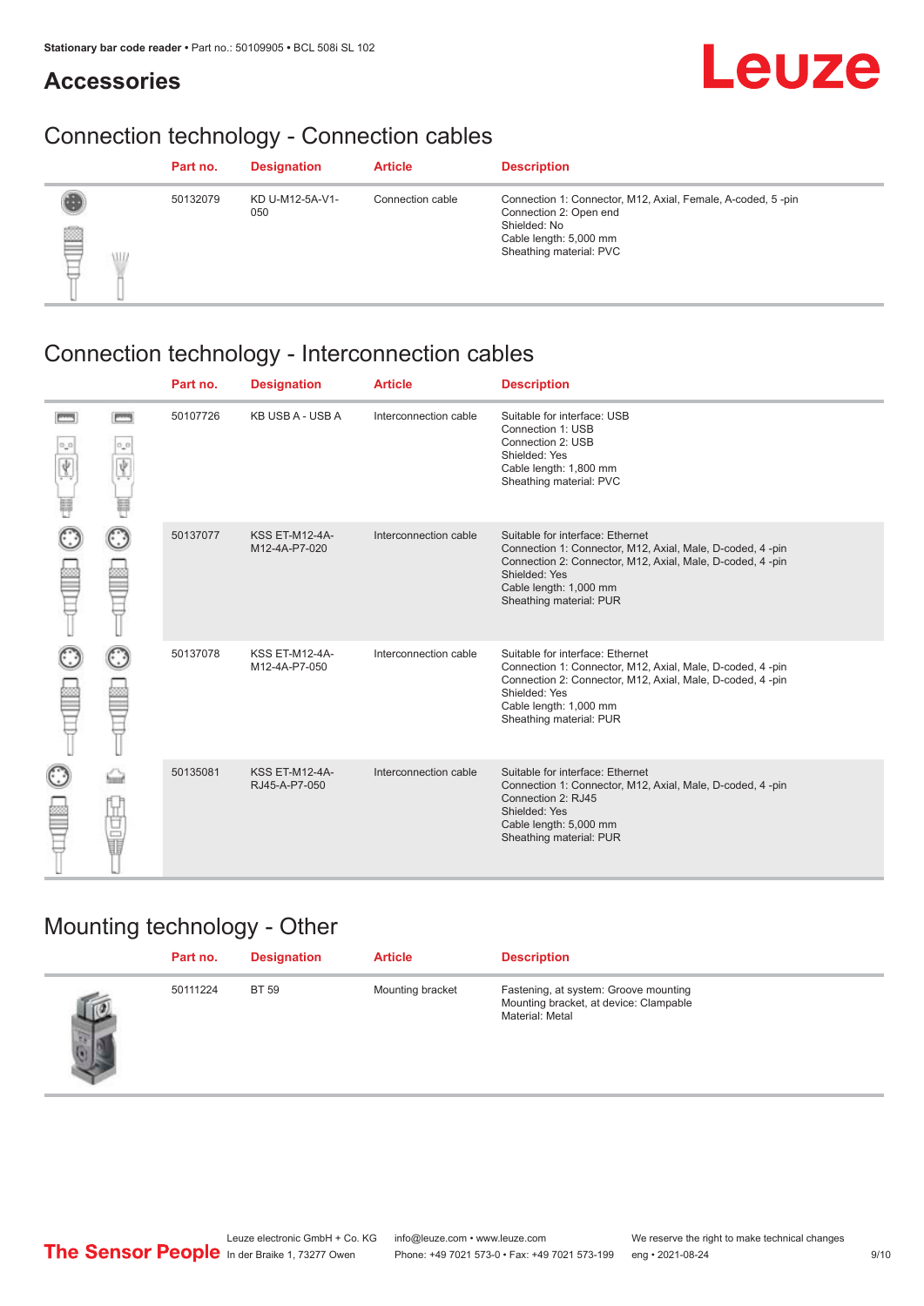## Accessories

### Connection technology - Connection cables

| | Part no. | Designation | Article | Description |
|---|---|---|---|---|
| | 50132079 | KD U-M12-5A-V1-050 | Connection cable | Connection 1: Connector, M12, Axial, Female, A-coded, 5 -pin<br>Connection 2: Open end<br>Shielded: No<br>Cable length: 5,000 mm<br>Sheathing material: PVC |

### Connection technology - Interconnection cables

| | Part no. | Designation | Article | Description |
|---|---|---|---|---|
| | 50107726 | KB USB A - USB A | Interconnection cable | Suitable for interface: USB<br>Connection 1: USB<br>Connection 2: USB<br>Shielded: Yes<br>Cable length: 1,800 mm<br>Sheathing material: PVC |
| | 50137077 | KSS ET-M12-4A-M12-4A-P7-020 | Interconnection cable | Suitable for interface: Ethernet<br>Connection 1: Connector, M12, Axial, Male, D-coded, 4 -pin<br>Connection 2: Connector, M12, Axial, Male, D-coded, 4 -pin<br>Shielded: Yes<br>Cable length: 1,000 mm<br>Sheathing material: PUR |
| | 50137078 | KSS ET-M12-4A-M12-4A-P7-050 | Interconnection cable | Suitable for interface: Ethernet<br>Connection 1: Connector, M12, Axial, Male, D-coded, 4 -pin<br>Connection 2: Connector, M12, Axial, Male, D-coded, 4 -pin<br>Shielded: Yes<br>Cable length: 1,000 mm<br>Sheathing material: PUR |
| | 50135081 | KSS ET-M12-4A-RJ45-A-P7-050 | Interconnection cable | Suitable for interface: Ethernet<br>Connection 1: Connector, M12, Axial, Male, D-coded, 4 -pin<br>Connection 2: RJ45<br>Shielded: Yes<br>Cable length: 5,000 mm<br>Sheathing material: PUR |

### Mounting technology - Other

| | Part no. | Designation | Article | Description |
|---|---|---|---|---|
| | 50111224 | BT 59 | Mounting bracket | Fastening, at system: Groove mounting<br>Mounting bracket, at device: Clampable<br>Material: Metal |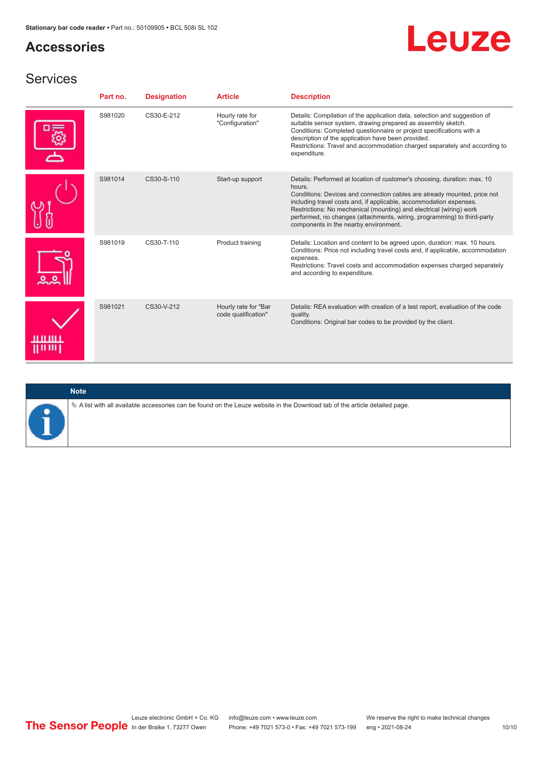## Accessories

### Services

| | Part no. | Designation | Article | Description |
|---|---|---|---|---|
| | S981020 | CS30-E-212 | Hourly rate for "Configuration" | Details: Compilation of the application data, selection and suggestion of suitable sensor system, drawing prepared as assembly sketch.<br>Conditions: Completed questionnaire or project specifications with a description of the application have been provided.<br>Restrictions: Travel and accommodation charged separately and according to expenditure. |
| | S981014 | CS30-S-110 | Start-up support | Details: Performed at location of customer's choosing, duration: max. 10 hours.<br>Conditions: Devices and connection cables are already mounted, price not including travel costs and, if applicable, accommodation expenses.<br>Restrictions: No mechanical (mounting) and electrical (wiring) work performed, no changes (attachments, wiring, programming) to third-party components in the nearby environment. |
| | S981019 | CS30-T-110 | Product training | Details: Location and content to be agreed upon, duration: max. 10 hours.<br>Conditions: Price not including travel costs and, if applicable, accommodation expenses.<br>Restrictions: Travel costs and accommodation expenses charged separately and according to expenditure. |
| | S981021 | CS30-V-212 | Hourly rate for "Bar code qualification" | Details: REA evaluation with creation of a test report, evaluation of the code quality.<br>Conditions: Original bar codes to be provided by the client. |

**Note**

A list with all available accessories can be found on the Leuze website in the Download tab of the article detailed page.